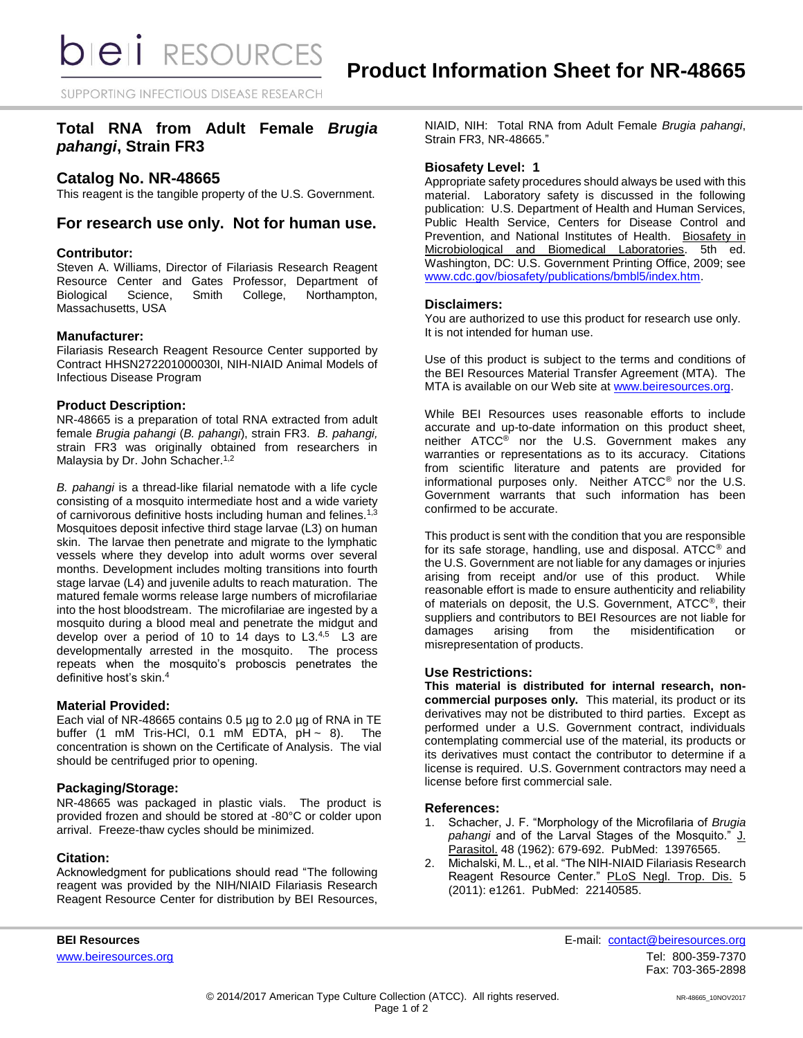# Product Information Sheet for NR-48665

## Total RNA from Adult Female *Brugia pahangi*, Strain FR3

## Catalog No. NR-48665

This reagent is the tangible property of the U.S. Government.

## For research use only. Not for human use.

### Contributor:

Steven A. Williams, Director of Filariasis Research Reagent Resource Center and Gates Professor, Department of Biological Science, Smith College, Northampton, Massachusetts, USA

### Manufacturer:

Filariasis Research Reagent Resource Center supported by Contract HHSN272201000030I, NIH-NIAID Animal Models of Infectious Disease Program

### Product Description:

NR-48665 is a preparation of total RNA extracted from adult female *Brugia pahangi* (*B. pahangi*), strain FR3. *B. pahangi,* strain FR3 was originally obtained from researchers in Malaysia by Dr. John Schacher.[1,2]

*B. pahangi* is a thread-like filarial nematode with a life cycle consisting of a mosquito intermediate host and a wide variety of carnivorous definitive hosts including human and felines.[1,3] Mosquitoes deposit infective third stage larvae (L3) on human skin. The larvae then penetrate and migrate to the lymphatic vessels where they develop into adult worms over several months. Development includes molting transitions into fourth stage larvae (L4) and juvenile adults to reach maturation. The matured female worms release large numbers of microfilariae into the host bloodstream. The microfilariae are ingested by a mosquito during a blood meal and penetrate the midgut and develop over a period of 10 to 14 days to L3.[4,5] L3 are developmentally arrested in the mosquito. The process repeats when the mosquito's proboscis penetrates the definitive host's skin.[4]

### Material Provided:

Each vial of NR-48665 contains 0.5 µg to 2.0 µg of RNA in TE buffer (1 mM Tris-HCl, 0.1 mM EDTA, pH ~ 8). The concentration is shown on the Certificate of Analysis. The vial should be centrifuged prior to opening.

### Packaging/Storage:

NR-48665 was packaged in plastic vials. The product is provided frozen and should be stored at -80°C or colder upon arrival. Freeze-thaw cycles should be minimized.

### Citation:

Acknowledgment for publications should read "The following reagent was provided by the NIH/NIAID Filariasis Research Reagent Resource Center for distribution by BEI Resources, NIAID, NIH: Total RNA from Adult Female *Brugia pahangi*, Strain FR3, NR-48665."

### Biosafety Level: 1

Appropriate safety procedures should always be used with this material. Laboratory safety is discussed in the following publication: U.S. Department of Health and Human Services, Public Health Service, Centers for Disease Control and Prevention, and National Institutes of Health. Biosafety in Microbiological and Biomedical Laboratories. 5th ed. Washington, DC: U.S. Government Printing Office, 2009; see www.cdc.gov/biosafety/publications/bmbl5/index.htm.

### Disclaimers:

You are authorized to use this product for research use only. It is not intended for human use.

Use of this product is subject to the terms and conditions of the BEI Resources Material Transfer Agreement (MTA). The MTA is available on our Web site at www.beiresources.org.

While BEI Resources uses reasonable efforts to include accurate and up-to-date information on this product sheet, neither ATCC® nor the U.S. Government makes any warranties or representations as to its accuracy. Citations from scientific literature and patents are provided for informational purposes only. Neither ATCC® nor the U.S. Government warrants that such information has been confirmed to be accurate.

This product is sent with the condition that you are responsible for its safe storage, handling, use and disposal. ATCC® and the U.S. Government are not liable for any damages or injuries arising from receipt and/or use of this product. While reasonable effort is made to ensure authenticity and reliability of materials on deposit, the U.S. Government, ATCC®, their suppliers and contributors to BEI Resources are not liable for damages arising from the misidentification or misrepresentation of products.

### Use Restrictions:

**This material is distributed for internal research, non-commercial purposes only.** This material, its product or its derivatives may not be distributed to third parties. Except as performed under a U.S. Government contract, individuals contemplating commercial use of the material, its products or its derivatives must contact the contributor to determine if a license is required. U.S. Government contractors may need a license before first commercial sale.

### References:

1. Schacher, J. F. "Morphology of the Microfilaria of *Brugia pahangi* and of the Larval Stages of the Mosquito." J. Parasitol. 48 (1962): 679-692. PubMed: 13976565.
2. Michalski, M. L., et al. "The NIH-NIAID Filariasis Research Reagent Resource Center." PLoS Negl. Trop. Dis. 5 (2011): e1261. PubMed: 22140585.

**BEI Resources**
www.beiresources.org

E-mail: contact@beiresources.org
Tel: 800-359-7370
Fax: 703-365-2898

© 2014/2017 American Type Culture Collection (ATCC). All rights reserved.

NR-48665_10NOV2017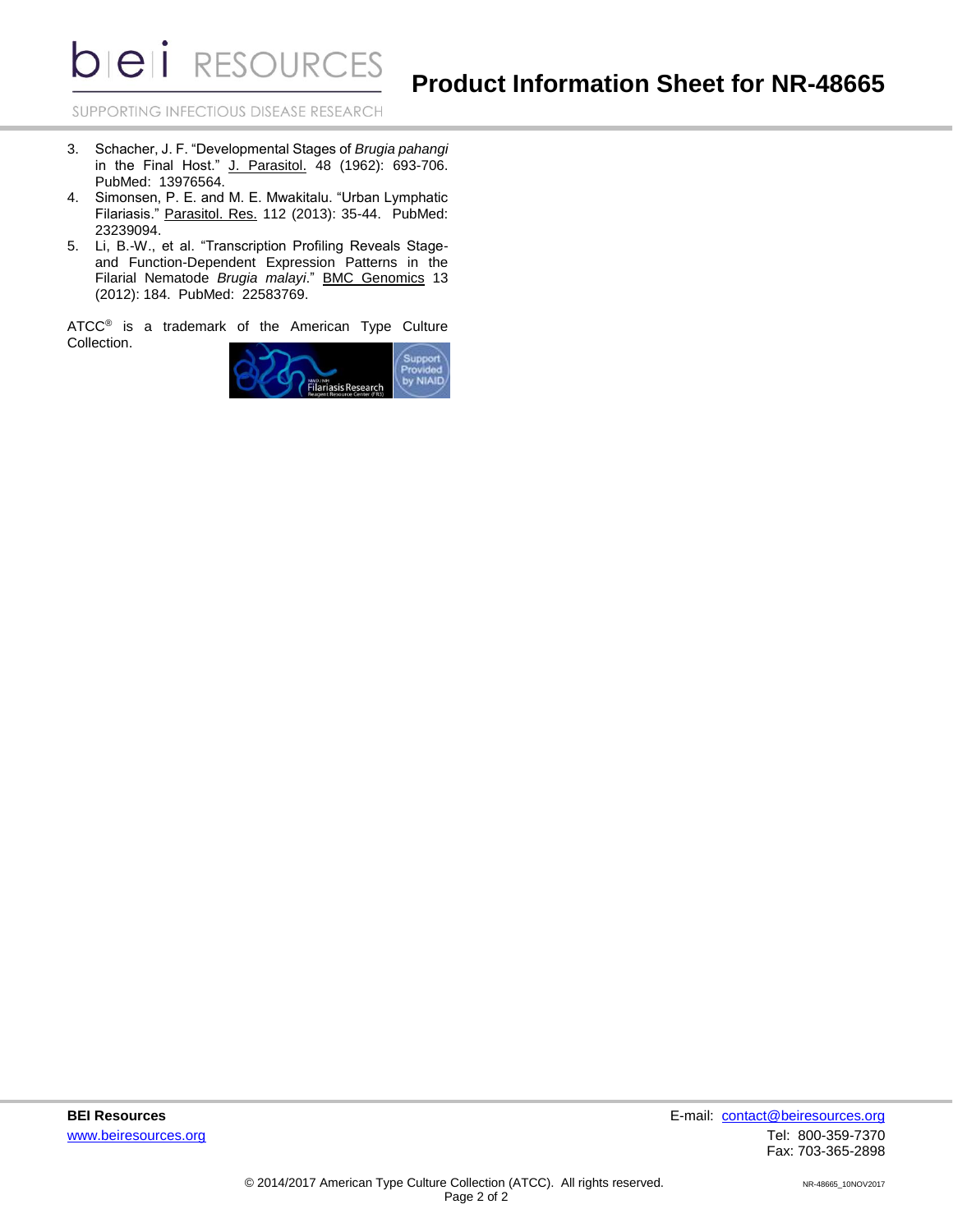3. Schacher, J. F. "Developmental Stages of *Brugia pahangi* in the Final Host." J. Parasitol. 48 (1962): 693-706. PubMed: 13976564.
4. Simonsen, P. E. and M. E. Mwakitalu. "Urban Lymphatic Filariasis." Parasitol. Res. 112 (2013): 35-44. PubMed: 23239094.
5. Li, B.-W., et al. "Transcription Profiling Reveals Stage- and Function-Dependent Expression Patterns in the Filarial Nematode *Brugia malayi*." BMC Genomics 13 (2012): 184. PubMed: 22583769.

ATCC® is a trademark of the American Type Culture Collection.

**BEI Resources**
www.beiresources.org

E-mail: contact@beiresources.org
Tel: 800-359-7370
Fax: 703-365-2898

© 2014/2017 American Type Culture Collection (ATCC). All rights reserved.

NR-48665_10NOV2017